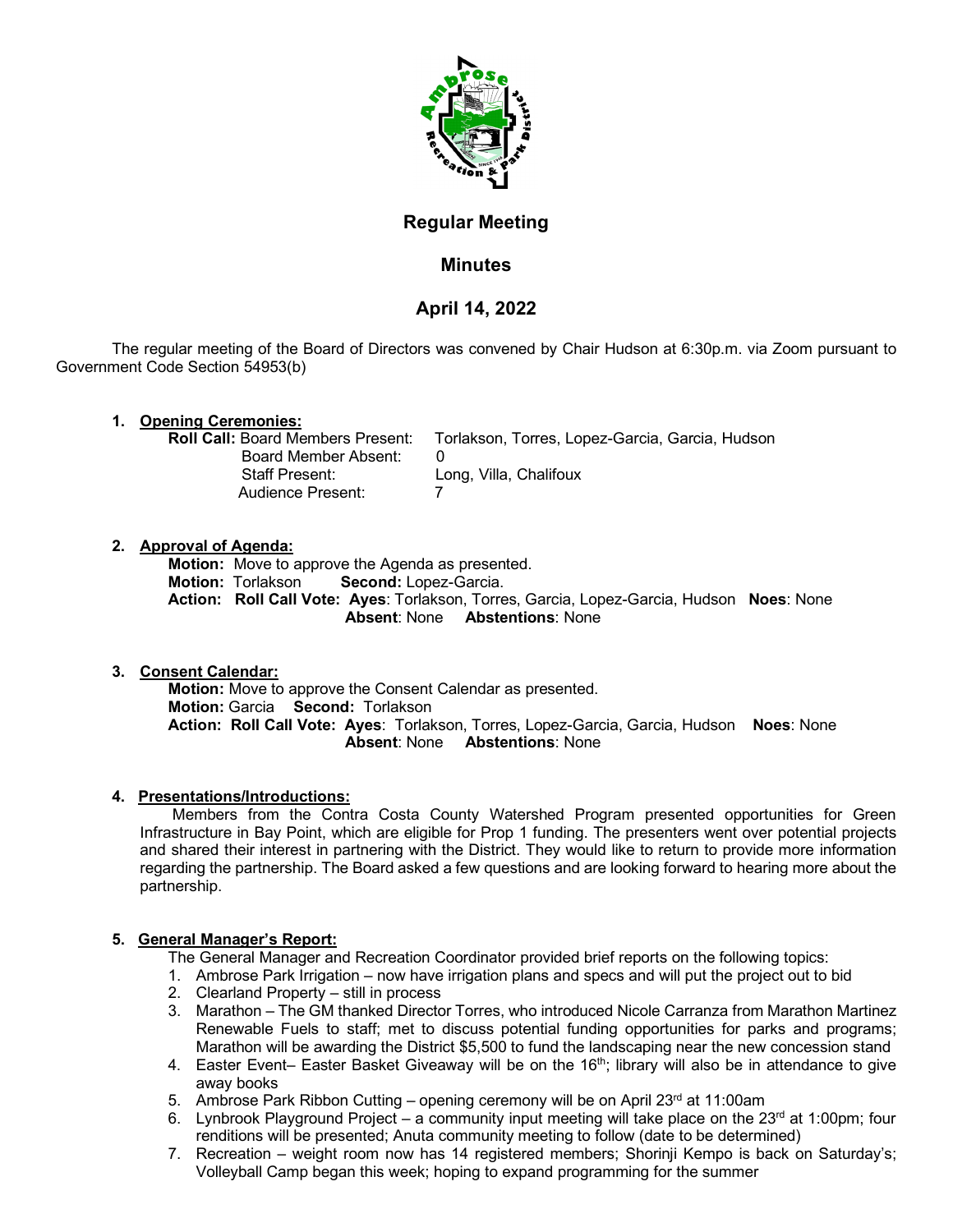# Regular Meeting

## Minutes

## April 14, 2022

The regular meeting of the Board of Directors was convened by Chair Hudson at 6:30p.m. via Zoom pursuant to Government Code Section 54953(b)

1. **Opening Ceremonies:**

   **Roll Call:** Board Members Present: Torlakson, Torres, Lopez-Garcia, Garcia, Hudson
   Board Member Absent: 0
   Staff Present: Long, Villa, Chalifoux
   Audience Present: 7

2. **Approval of Agenda:**

   **Motion:** Move to approve the Agenda as presented.
   **Motion:** Torlakson **Second:** Lopez-Garcia.
   **Action: Roll Call Vote: Ayes**: Torlakson, Torres, Garcia, Lopez-Garcia, Hudson **Noes**: None **Absent**: None **Abstentions**: None

3. **Consent Calendar:**

   **Motion:** Move to approve the Consent Calendar as presented.
   **Motion:** Garcia **Second:** Torlakson
   **Action: Roll Call Vote: Ayes**: Torlakson, Torres, Lopez-Garcia, Garcia, Hudson **Noes**: None **Absent**: None **Abstentions**: None

4. **Presentations/Introductions:**

   Members from the Contra Costa County Watershed Program presented opportunities for Green Infrastructure in Bay Point, which are eligible for Prop 1 funding. The presenters went over potential projects and shared their interest in partnering with the District. They would like to return to provide more information regarding the partnership. The Board asked a few questions and are looking forward to hearing more about the partnership.

5. **General Manager's Report:**

   The General Manager and Recreation Coordinator provided brief reports on the following topics:

   1. Ambrose Park Irrigation – now have irrigation plans and specs and will put the project out to bid
   2. Clearland Property – still in process
   3. Marathon – The GM thanked Director Torres, who introduced Nicole Carranza from Marathon Martinez Renewable Fuels to staff; met to discuss potential funding opportunities for parks and programs; Marathon will be awarding the District $5,500 to fund the landscaping near the new concession stand
   4. Easter Event– Easter Basket Giveaway will be on the 16th; library will also be in attendance to give away books
   5. Ambrose Park Ribbon Cutting – opening ceremony will be on April 23rd at 11:00am
   6. Lynbrook Playground Project – a community input meeting will take place on the 23rd at 1:00pm; four renditions will be presented; Anuta community meeting to follow (date to be determined)
   7. Recreation – weight room now has 14 registered members; Shorinji Kempo is back on Saturday's; Volleyball Camp began this week; hoping to expand programming for the summer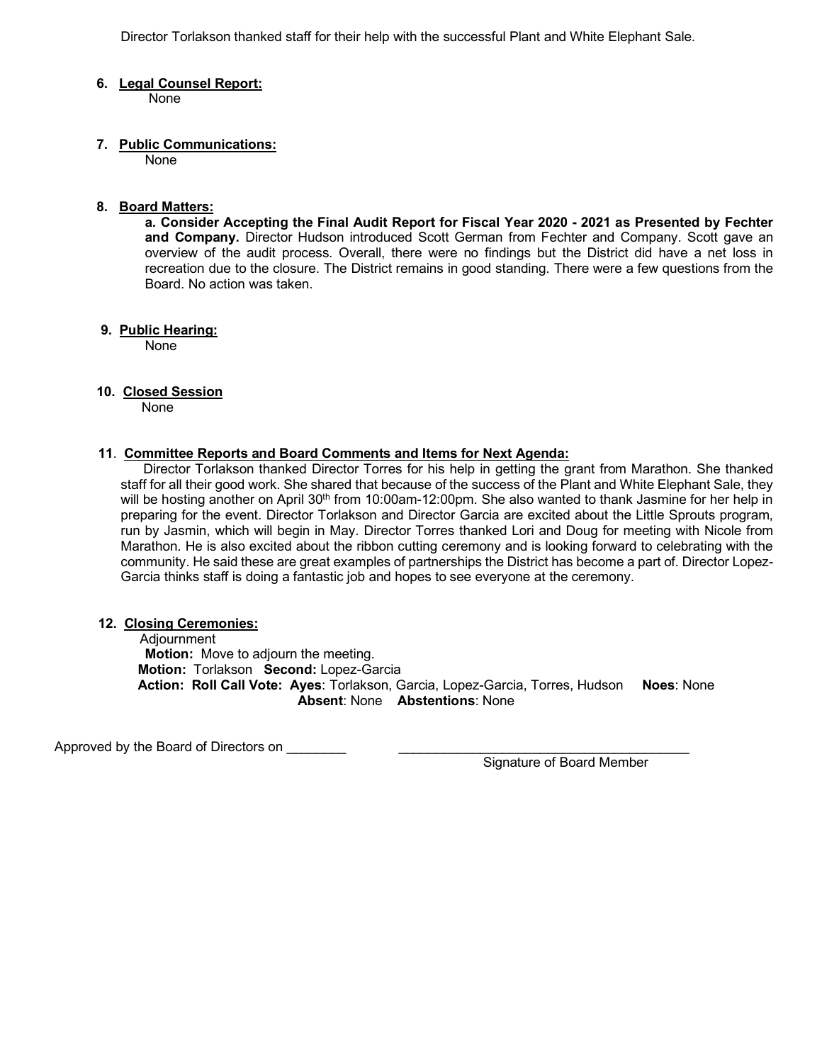Director Torlakson thanked staff for their help with the successful Plant and White Elephant Sale.

6. **Legal Counsel Report:**
   None

7. **Public Communications:**
   None

8. **Board Matters:**
   **a. Consider Accepting the Final Audit Report for Fiscal Year 2020 - 2021 as Presented by Fechter and Company.** Director Hudson introduced Scott German from Fechter and Company. Scott gave an overview of the audit process. Overall, there were no findings but the District did have a net loss in recreation due to the closure. The District remains in good standing. There were a few questions from the Board. No action was taken.

9. **Public Hearing:**
   None

10. **Closed Session**
    None

11. **Committee Reports and Board Comments and Items for Next Agenda:**
    Director Torlakson thanked Director Torres for his help in getting the grant from Marathon. She thanked staff for all their good work. She shared that because of the success of the Plant and White Elephant Sale, they will be hosting another on April 30th from 10:00am-12:00pm. She also wanted to thank Jasmine for her help in preparing for the event. Director Torlakson and Director Garcia are excited about the Little Sprouts program, run by Jasmin, which will begin in May. Director Torres thanked Lori and Doug for meeting with Nicole from Marathon. He is also excited about the ribbon cutting ceremony and is looking forward to celebrating with the community. He said these are great examples of partnerships the District has become a part of. Director Lopez-Garcia thinks staff is doing a fantastic job and hopes to see everyone at the ceremony.

12. **Closing Ceremonies:**
    Adjournment
    **Motion:** Move to adjourn the meeting.
    **Motion:** Torlakson **Second:** Lopez-Garcia
    **Action: Roll Call Vote: Ayes**: Torlakson, Garcia, Lopez-Garcia, Torres, Hudson **Noes**: None **Absent**: None **Abstentions**: None

Approved by the Board of Directors on ________ ________________________________________
Signature of Board Member